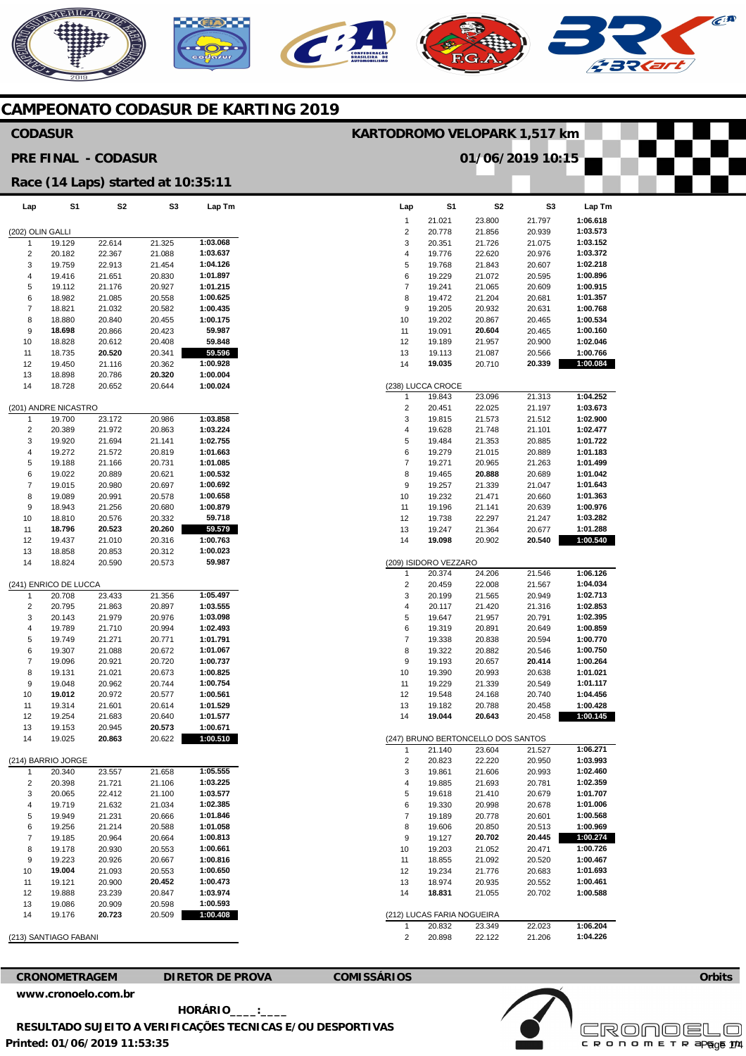# CAMPEONATO CODASUR DE KARTING 2019

**CODASUR** — **KARTODROMO VELOPARK 1,517 km**

**PRE FINAL - CODASUR** — **01/06/2019 10:15**

**Race (14 Laps) started at 10:35:11**

### (202) OLIN GALLI

| Lap | S1 | S2 | S3 | Lap Tm |
|---|---|---|---|---|
| 1 | 19.129 | 22.614 | 21.325 | 1:03.068 |
| 2 | 20.182 | 22.367 | 21.088 | 1:03.637 |
| 3 | 19.759 | 22.913 | 21.454 | 1:04.126 |
| 4 | 19.416 | 21.651 | 20.830 | 1:01.897 |
| 5 | 19.112 | 21.176 | 20.927 | 1:01.215 |
| 6 | 18.982 | 21.085 | 20.558 | 1:00.625 |
| 7 | 18.821 | 21.032 | 20.582 | 1:00.435 |
| 8 | 18.880 | 20.840 | 20.455 | 1:00.175 |
| 9 | **18.698** | 20.866 | 20.423 | 59.987 |
| 10 | 18.828 | 20.612 | 20.408 | 59.848 |
| 11 | 18.735 | **20.520** | 20.341 | **59.596** |
| 12 | 19.450 | 21.116 | 20.362 | 1:00.928 |
| 13 | 18.898 | 20.786 | **20.320** | 1:00.004 |
| 14 | 18.728 | 20.652 | 20.644 | 1:00.024 |

### (201) ANDRE NICASTRO

| Lap | S1 | S2 | S3 | Lap Tm |
|---|---|---|---|---|
| 1 | 19.700 | 23.172 | 20.986 | 1:03.858 |
| 2 | 20.389 | 21.972 | 20.863 | 1:03.224 |
| 3 | 19.920 | 21.694 | 21.141 | 1:02.755 |
| 4 | 19.272 | 21.572 | 20.819 | 1:01.663 |
| 5 | 19.188 | 21.166 | 20.731 | 1:01.085 |
| 6 | 19.022 | 20.889 | 20.621 | 1:00.532 |
| 7 | 19.015 | 20.980 | 20.697 | 1:00.692 |
| 8 | 19.089 | 20.991 | 20.578 | 1:00.658 |
| 9 | 18.943 | 21.256 | 20.680 | 1:00.879 |
| 10 | 18.810 | 20.576 | 20.332 | 59.718 |
| 11 | **18.796** | **20.523** | **20.260** | **59.579** |
| 12 | 19.437 | 21.010 | 20.316 | 1:00.763 |
| 13 | 18.858 | 20.853 | 20.312 | 1:00.023 |
| 14 | 18.824 | 20.590 | 20.573 | 59.987 |

### (241) ENRICO DE LUCCA

| Lap | S1 | S2 | S3 | Lap Tm |
|---|---|---|---|---|
| 1 | 20.708 | 23.433 | 21.356 | 1:05.497 |
| 2 | 20.795 | 21.863 | 20.897 | 1:03.555 |
| 3 | 20.143 | 21.979 | 20.976 | 1:03.098 |
| 4 | 19.789 | 21.710 | 20.994 | 1:02.493 |
| 5 | 19.749 | 21.271 | 20.771 | 1:01.791 |
| 6 | 19.307 | 21.088 | 20.672 | 1:01.067 |
| 7 | 19.096 | 20.921 | 20.720 | 1:00.737 |
| 8 | 19.131 | 21.021 | 20.673 | 1:00.825 |
| 9 | 19.048 | 20.962 | 20.744 | 1:00.754 |
| 10 | **19.012** | 20.972 | 20.577 | 1:00.561 |
| 11 | 19.314 | 21.601 | 20.614 | 1:01.529 |
| 12 | 19.254 | 21.683 | 20.640 | 1:01.577 |
| 13 | 19.153 | 20.945 | **20.573** | 1:00.671 |
| 14 | 19.025 | **20.863** | 20.622 | **1:00.510** |

### (214) BARRIO JORGE

| Lap | S1 | S2 | S3 | Lap Tm |
|---|---|---|---|---|
| 1 | 20.340 | 23.557 | 21.658 | 1:05.555 |
| 2 | 20.398 | 21.721 | 21.106 | 1:03.225 |
| 3 | 20.065 | 22.412 | 21.100 | 1:03.577 |
| 4 | 19.719 | 21.632 | 21.034 | 1:02.385 |
| 5 | 19.949 | 21.231 | 20.666 | 1:01.846 |
| 6 | 19.256 | 21.214 | 20.588 | 1:01.058 |
| 7 | 19.185 | 20.964 | 20.664 | 1:00.813 |
| 8 | 19.178 | 20.930 | 20.553 | 1:00.661 |
| 9 | 19.223 | 20.926 | 20.667 | 1:00.816 |
| 10 | **19.004** | 21.093 | 20.553 | 1:00.650 |
| 11 | 19.121 | 20.900 | **20.452** | 1:00.473 |
| 12 | 19.888 | 23.239 | 20.847 | 1:03.974 |
| 13 | 19.086 | 20.909 | 20.598 | 1:00.593 |
| 14 | 19.176 | **20.723** | 20.509 | **1:00.408** |

### (213) SANTIAGO FABANI

| Lap | S1 | S2 | S3 | Lap Tm |
|---|---|---|---|---|
| 1 | 21.021 | 23.800 | 21.797 | 1:06.618 |
| 2 | 20.778 | 21.856 | 20.939 | 1:03.573 |
| 3 | 20.351 | 21.726 | 21.075 | 1:03.152 |
| 4 | 19.776 | 22.620 | 20.976 | 1:03.372 |
| 5 | 19.768 | 21.843 | 20.607 | 1:02.218 |
| 6 | 19.229 | 21.072 | 20.595 | 1:00.896 |
| 7 | 19.241 | 21.065 | 20.609 | 1:00.915 |
| 8 | 19.472 | 21.204 | 20.681 | 1:01.357 |
| 9 | 19.205 | 20.932 | 20.631 | 1:00.768 |
| 10 | 19.202 | 20.867 | 20.465 | 1:00.534 |
| 11 | 19.091 | **20.604** | 20.465 | 1:00.160 |
| 12 | 19.189 | 21.957 | 20.900 | 1:02.046 |
| 13 | 19.113 | 21.087 | 20.566 | 1:00.766 |
| 14 | **19.035** | 20.710 | **20.339** | **1:00.084** |

### (238) LUCCA CROCE

| Lap | S1 | S2 | S3 | Lap Tm |
|---|---|---|---|---|
| 1 | 19.843 | 23.096 | 21.313 | 1:04.252 |
| 2 | 20.451 | 22.025 | 21.197 | 1:03.673 |
| 3 | 19.815 | 21.573 | 21.512 | 1:02.900 |
| 4 | 19.628 | 21.748 | 21.101 | 1:02.477 |
| 5 | 19.484 | 21.353 | 20.885 | 1:01.722 |
| 6 | 19.279 | 21.015 | 20.889 | 1:01.183 |
| 7 | 19.271 | 20.965 | 21.263 | 1:01.499 |
| 8 | 19.465 | **20.888** | 20.689 | 1:01.042 |
| 9 | 19.257 | 21.339 | 21.047 | 1:01.643 |
| 10 | 19.232 | 21.471 | 20.660 | 1:01.363 |
| 11 | 19.196 | 21.141 | 20.639 | 1:00.976 |
| 12 | 19.738 | 22.297 | 21.247 | 1:03.282 |
| 13 | 19.247 | 21.364 | 20.677 | 1:01.288 |
| 14 | **19.098** | 20.902 | **20.540** | **1:00.540** |

### (209) ISIDORO VEZZARO

| Lap | S1 | S2 | S3 | Lap Tm |
|---|---|---|---|---|
| 1 | 20.374 | 24.206 | 21.546 | 1:06.126 |
| 2 | 20.459 | 22.008 | 21.567 | 1:04.034 |
| 3 | 20.199 | 21.565 | 20.949 | 1:02.713 |
| 4 | 20.117 | 21.420 | 21.316 | 1:02.853 |
| 5 | 19.647 | 21.957 | 20.791 | 1:02.395 |
| 6 | 19.319 | 20.891 | 20.649 | 1:00.859 |
| 7 | 19.338 | 20.838 | 20.594 | 1:00.770 |
| 8 | 19.322 | 20.882 | 20.546 | 1:00.750 |
| 9 | 19.193 | 20.657 | **20.414** | 1:00.264 |
| 10 | 19.390 | 20.993 | 20.638 | 1:01.021 |
| 11 | 19.229 | 21.339 | 20.549 | 1:01.117 |
| 12 | 19.548 | 24.168 | 20.740 | 1:04.456 |
| 13 | 19.182 | 20.788 | 20.458 | 1:00.428 |
| 14 | **19.044** | **20.643** | 20.458 | **1:00.145** |

### (247) BRUNO BERTONCELLO DOS SANTOS

| Lap | S1 | S2 | S3 | Lap Tm |
|---|---|---|---|---|
| 1 | 21.140 | 23.604 | 21.527 | 1:06.271 |
| 2 | 20.823 | 22.220 | 20.950 | 1:03.993 |
| 3 | 19.861 | 21.606 | 20.993 | 1:02.460 |
| 4 | 19.885 | 21.693 | 20.781 | 1:02.359 |
| 5 | 19.618 | 21.410 | 20.679 | 1:01.707 |
| 6 | 19.330 | 20.998 | 20.678 | 1:01.006 |
| 7 | 19.189 | 20.778 | 20.601 | 1:00.568 |
| 8 | 19.606 | 20.850 | 20.513 | 1:00.969 |
| 9 | 19.127 | **20.702** | **20.445** | **1:00.274** |
| 10 | 19.203 | 21.052 | 20.471 | 1:00.726 |
| 11 | 18.855 | 21.092 | 20.520 | 1:00.467 |
| 12 | 19.234 | 21.776 | 20.683 | 1:01.693 |
| 13 | 18.974 | 20.935 | 20.552 | 1:00.461 |
| 14 | **18.831** | 21.055 | 20.702 | 1:00.588 |

### (212) LUCAS FARIA NOGUEIRA

| Lap | S1 | S2 | S3 | Lap Tm |
|---|---|---|---|---|
| 1 | 20.832 | 23.349 | 22.023 | 1:06.204 |
| 2 | 20.898 | 22.122 | 21.206 | 1:04.226 |

**CRONOMETRAGEM** — **DIRETOR DE PROVA** — **COMISSÁRIOS** — **Orbits**

www.cronoelo.com.br

**HORÁRIO____:____**

**RESULTADO SUJEITO A VERIFICAÇÕES TECNICAS E/OU DESPORTIVAS**

**Printed: 01/06/2019 11:53:35**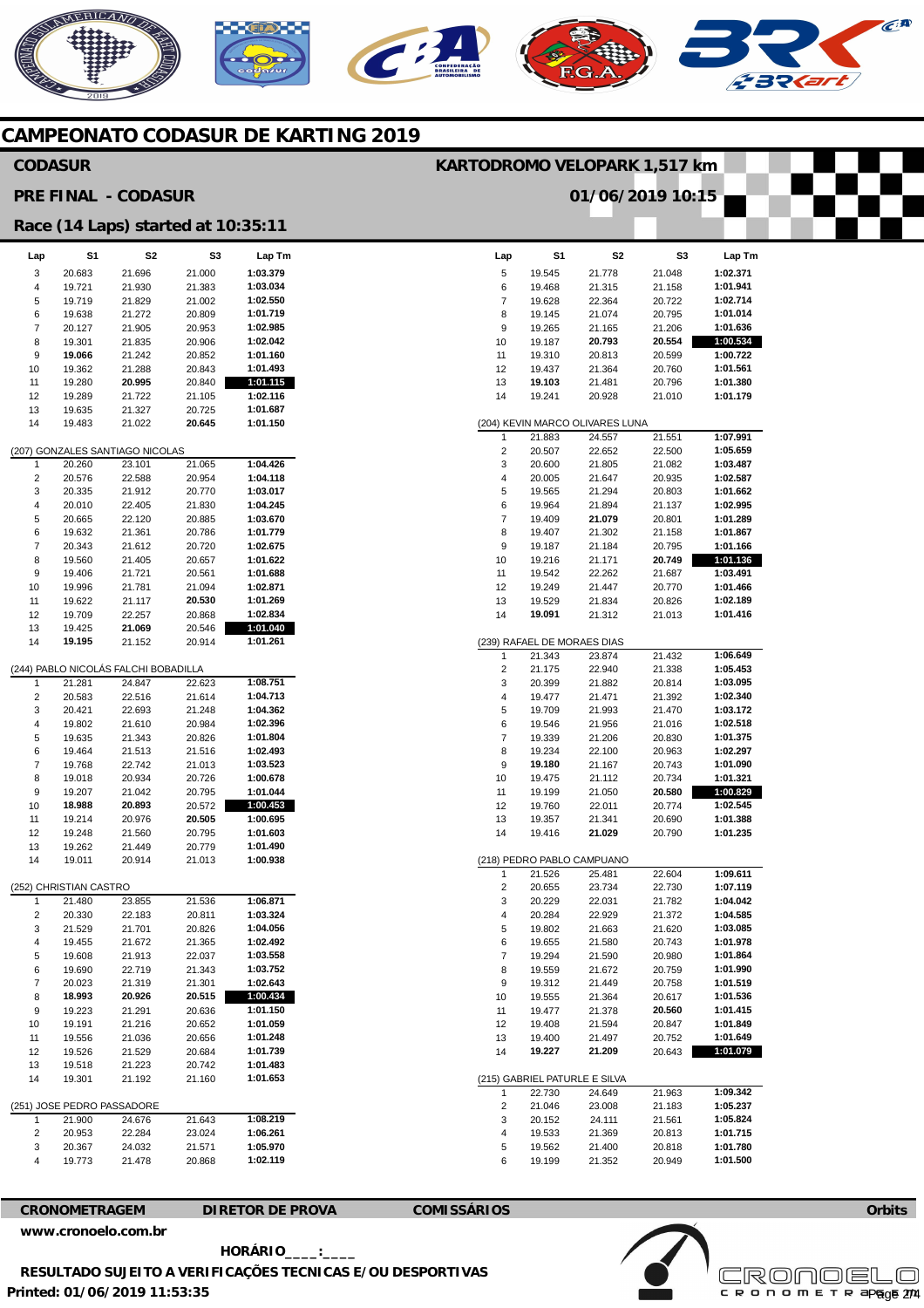# CAMPEONATO CODASUR DE KARTING 2019

## CODASUR

**KARTODROMO VELOPARK 1,517 km**

## PRE FINAL - CODASUR

**01/06/2019 10:15**

### Race (14 Laps) started at 10:35:11

| Lap | S1 | S2 | S3 | Lap Tm |
|---|---|---|---|---|
| 3 | 20.683 | 21.696 | 21.000 | **1:03.379** |
| 4 | 19.721 | 21.930 | 21.383 | **1:03.034** |
| 5 | 19.719 | 21.829 | 21.002 | **1:02.550** |
| 6 | 19.638 | 21.272 | 20.809 | **1:01.719** |
| 7 | 20.127 | 21.905 | 20.953 | **1:02.985** |
| 8 | 19.301 | 21.835 | 20.906 | **1:02.042** |
| 9 | **19.066** | 21.242 | 20.852 | **1:01.160** |
| 10 | 19.362 | 21.288 | 20.843 | **1:01.493** |
| 11 | 19.280 | **20.995** | 20.840 | **1:01.115** |
| 12 | 19.289 | 21.722 | 21.105 | **1:02.116** |
| 13 | 19.635 | 21.327 | 20.725 | **1:01.687** |
| 14 | 19.483 | 21.022 | **20.645** | **1:01.150** |

(207) GONZALES SANTIAGO NICOLAS

| Lap | S1 | S2 | S3 | Lap Tm |
|---|---|---|---|---|
| 1 | 20.260 | 23.101 | 21.065 | **1:04.426** |
| 2 | 20.576 | 22.588 | 20.954 | **1:04.118** |
| 3 | 20.335 | 21.912 | 20.770 | **1:03.017** |
| 4 | 20.010 | 22.405 | 21.830 | **1:04.245** |
| 5 | 20.665 | 22.120 | 20.885 | **1:03.670** |
| 6 | 19.632 | 21.361 | 20.786 | **1:01.779** |
| 7 | 20.343 | 21.612 | 20.720 | **1:02.675** |
| 8 | 19.560 | 21.405 | 20.657 | **1:01.622** |
| 9 | 19.406 | 21.721 | 20.561 | **1:01.688** |
| 10 | 19.996 | 21.781 | 21.094 | **1:02.871** |
| 11 | 19.622 | 21.117 | **20.530** | **1:01.269** |
| 12 | 19.709 | 22.257 | 20.868 | **1:02.834** |
| 13 | 19.425 | **21.069** | 20.546 | **1:01.040** |
| 14 | **19.195** | 21.152 | 20.914 | **1:01.261** |

(244) PABLO NICOLÁS FALCHI BOBADILLA

| Lap | S1 | S2 | S3 | Lap Tm |
|---|---|---|---|---|
| 1 | 21.281 | 24.847 | 22.623 | **1:08.751** |
| 2 | 20.583 | 22.516 | 21.614 | **1:04.713** |
| 3 | 20.421 | 22.693 | 21.248 | **1:04.362** |
| 4 | 19.802 | 21.610 | 20.984 | **1:02.396** |
| 5 | 19.635 | 21.343 | 20.826 | **1:01.804** |
| 6 | 19.464 | 21.513 | 21.516 | **1:02.493** |
| 7 | 19.768 | 22.742 | 21.013 | **1:03.523** |
| 8 | 19.018 | 20.934 | 20.726 | **1:00.678** |
| 9 | 19.207 | 21.042 | 20.795 | **1:01.044** |
| 10 | **18.988** | **20.893** | 20.572 | **1:00.453** |
| 11 | 19.214 | 20.976 | **20.505** | **1:00.695** |
| 12 | 19.248 | 21.560 | 20.795 | **1:01.603** |
| 13 | 19.262 | 21.449 | 20.779 | **1:01.490** |
| 14 | 19.011 | 20.914 | 21.013 | **1:00.938** |

(252) CHRISTIAN CASTRO

| Lap | S1 | S2 | S3 | Lap Tm |
|---|---|---|---|---|
| 1 | 21.480 | 23.855 | 21.536 | **1:06.871** |
| 2 | 20.330 | 22.183 | 20.811 | **1:03.324** |
| 3 | 21.529 | 21.701 | 20.826 | **1:04.056** |
| 4 | 19.455 | 21.672 | 21.365 | **1:02.492** |
| 5 | 19.608 | 21.913 | 22.037 | **1:03.558** |
| 6 | 19.690 | 22.719 | 21.343 | **1:03.752** |
| 7 | 20.023 | 21.319 | 21.301 | **1:02.643** |
| 8 | **18.993** | **20.926** | **20.515** | **1:00.434** |
| 9 | 19.223 | 21.291 | 20.636 | **1:01.150** |
| 10 | 19.191 | 21.216 | 20.652 | **1:01.059** |
| 11 | 19.556 | 21.036 | 20.656 | **1:01.248** |
| 12 | 19.526 | 21.529 | 20.684 | **1:01.739** |
| 13 | 19.518 | 21.223 | 20.742 | **1:01.483** |
| 14 | 19.301 | 21.192 | 21.160 | **1:01.653** |

(251) JOSE PEDRO PASSADORE

| Lap | S1 | S2 | S3 | Lap Tm |
|---|---|---|---|---|
| 1 | 21.900 | 24.676 | 21.643 | **1:08.219** |
| 2 | 20.953 | 22.284 | 23.024 | **1:06.261** |
| 3 | 20.367 | 24.032 | 21.571 | **1:05.970** |
| 4 | 19.773 | 21.478 | 20.868 | **1:02.119** |
| 5 | 19.545 | 21.778 | 21.048 | **1:02.371** |
| 6 | 19.468 | 21.315 | 21.158 | **1:01.941** |
| 7 | 19.628 | 22.364 | 20.722 | **1:02.714** |
| 8 | 19.145 | 21.074 | 20.795 | **1:01.014** |
| 9 | 19.265 | 21.165 | 21.206 | **1:01.636** |
| 10 | 19.187 | **20.793** | **20.554** | **1:00.534** |
| 11 | 19.310 | 20.813 | 20.599 | **1:00.722** |
| 12 | 19.437 | 21.364 | 20.760 | **1:01.561** |
| 13 | **19.103** | 21.481 | 20.796 | **1:01.380** |
| 14 | 19.241 | 20.928 | 21.010 | **1:01.179** |

(204) KEVIN MARCO OLIVARES LUNA

| Lap | S1 | S2 | S3 | Lap Tm |
|---|---|---|---|---|
| 1 | 21.883 | 24.557 | 21.551 | **1:07.991** |
| 2 | 20.507 | 22.652 | 22.500 | **1:05.659** |
| 3 | 20.600 | 21.805 | 21.082 | **1:03.487** |
| 4 | 20.005 | 21.647 | 20.935 | **1:02.587** |
| 5 | 19.565 | 21.294 | 20.803 | **1:01.662** |
| 6 | 19.964 | 21.894 | 21.137 | **1:02.995** |
| 7 | 19.409 | **21.079** | 20.801 | **1:01.289** |
| 8 | 19.407 | 21.302 | 21.158 | **1:01.867** |
| 9 | 19.187 | 21.184 | 20.795 | **1:01.166** |
| 10 | 19.216 | 21.171 | **20.749** | **1:01.136** |
| 11 | 19.542 | 22.262 | 21.687 | **1:03.491** |
| 12 | 19.249 | 21.447 | 20.770 | **1:01.466** |
| 13 | 19.529 | 21.834 | 20.826 | **1:02.189** |
| 14 | **19.091** | 21.312 | 21.013 | **1:01.416** |

(239) RAFAEL DE MORAES DIAS

| Lap | S1 | S2 | S3 | Lap Tm |
|---|---|---|---|---|
| 1 | 21.343 | 23.874 | 21.432 | **1:06.649** |
| 2 | 21.175 | 22.940 | 21.338 | **1:05.453** |
| 3 | 20.399 | 21.882 | 20.814 | **1:03.095** |
| 4 | 19.477 | 21.471 | 21.392 | **1:02.340** |
| 5 | 19.709 | 21.993 | 21.470 | **1:03.172** |
| 6 | 19.546 | 21.956 | 21.016 | **1:02.518** |
| 7 | 19.339 | 21.206 | 20.830 | **1:01.375** |
| 8 | 19.234 | 22.100 | 20.963 | **1:02.297** |
| 9 | **19.180** | 21.167 | 20.743 | **1:01.090** |
| 10 | 19.475 | 21.112 | 20.734 | **1:01.321** |
| 11 | 19.199 | 21.050 | **20.580** | **1:00.829** |
| 12 | 19.760 | 22.011 | 20.774 | **1:02.545** |
| 13 | 19.357 | 21.341 | 20.690 | **1:01.388** |
| 14 | 19.416 | **21.029** | 20.790 | **1:01.235** |

(218) PEDRO PABLO CAMPUANO

| Lap | S1 | S2 | S3 | Lap Tm |
|---|---|---|---|---|
| 1 | 21.526 | 25.481 | 22.604 | **1:09.611** |
| 2 | 20.655 | 23.734 | 22.730 | **1:07.119** |
| 3 | 20.229 | 22.031 | 21.782 | **1:04.042** |
| 4 | 20.284 | 22.929 | 21.372 | **1:04.585** |
| 5 | 19.802 | 21.663 | 21.620 | **1:03.085** |
| 6 | 19.655 | 21.580 | 20.743 | **1:01.978** |
| 7 | 19.294 | 21.590 | 20.980 | **1:01.864** |
| 8 | 19.559 | 21.672 | 20.759 | **1:01.990** |
| 9 | 19.312 | 21.449 | 20.758 | **1:01.519** |
| 10 | 19.555 | 21.364 | 20.617 | **1:01.536** |
| 11 | 19.477 | 21.378 | **20.560** | **1:01.415** |
| 12 | 19.408 | 21.594 | 20.847 | **1:01.849** |
| 13 | 19.400 | 21.497 | 20.752 | **1:01.649** |
| 14 | **19.227** | **21.209** | 20.643 | **1:01.079** |

(215) GABRIEL PATURLE E SILVA

| Lap | S1 | S2 | S3 | Lap Tm |
|---|---|---|---|---|
| 1 | 22.730 | 24.649 | 21.963 | **1:09.342** |
| 2 | 21.046 | 23.008 | 21.183 | **1:05.237** |
| 3 | 20.152 | 24.111 | 21.561 | **1:05.824** |
| 4 | 19.533 | 21.369 | 20.813 | **1:01.715** |
| 5 | 19.562 | 21.400 | 20.818 | **1:01.780** |
| 6 | 19.199 | 21.352 | 20.949 | **1:01.500** |

**CRONOMETRAGEM** **DIRETOR DE PROVA** **COMISSÁRIOS** **Orbits**

**www.cronoelo.com.br**

**HORÁRIO____:____**

**RESULTADO SUJEITO A VERIFICAÇÕES TECNICAS E/OU DESPORTIVAS**

**Printed: 01/06/2019 11:53:35**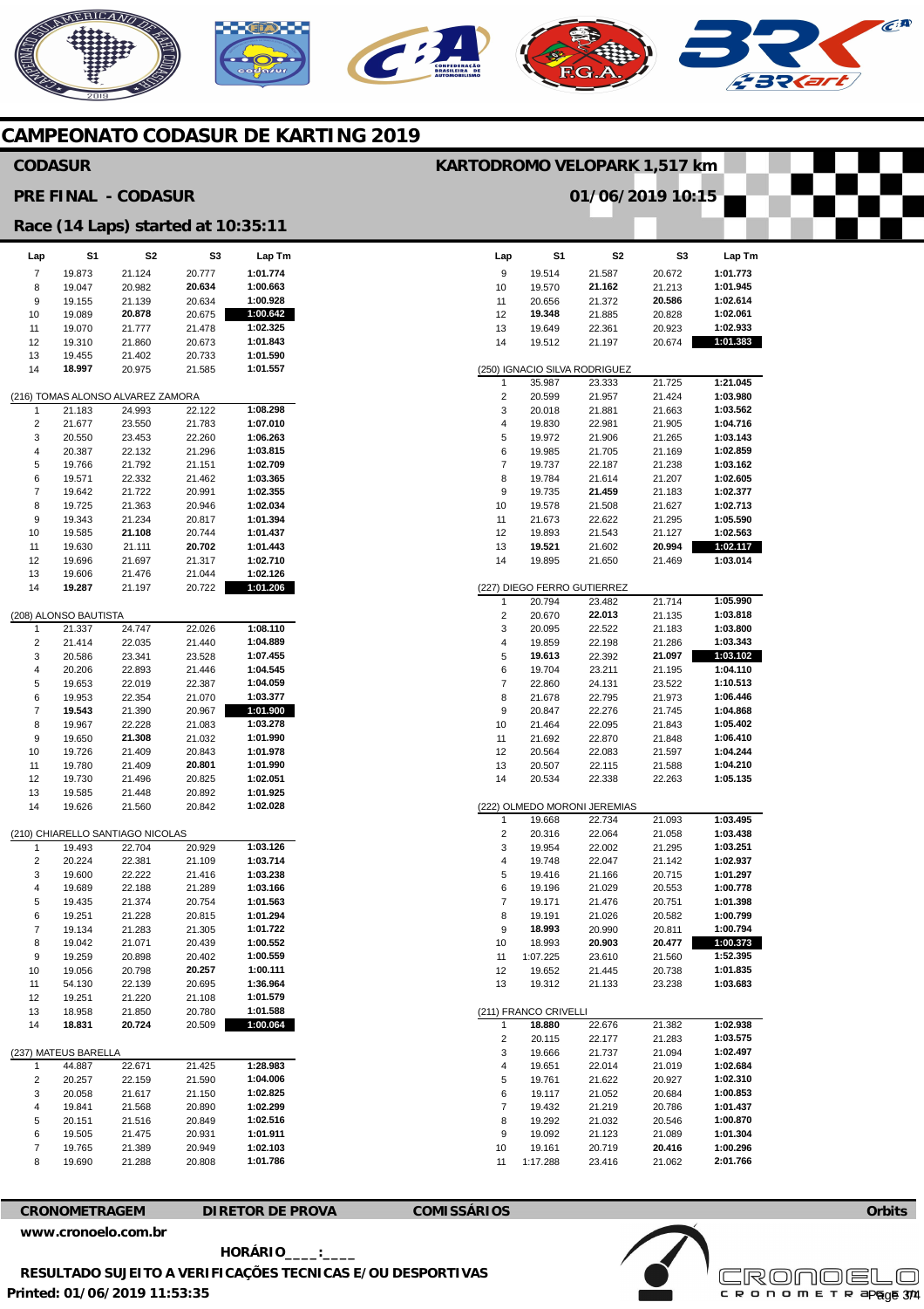# CAMPEONATO CODASUR DE KARTING 2019

## CODASUR

**KARTODROMO VELOPARK 1,517 km**

**PRE FINAL - CODASUR**

**01/06/2019 10:15**

**Race (14 Laps) started at 10:35:11**

| Lap | S1 | S2 | S3 | Lap Tm |
|---|---|---|---|---|
| 7 | 19.873 | 21.124 | 20.777 | 1:01.774 |
| 8 | 19.047 | 20.982 | **20.634** | 1:00.663 |
| 9 | 19.155 | 21.139 | 20.634 | 1:00.928 |
| 10 | 19.089 | **20.878** | 20.675 | **1:00.642** |
| 11 | 19.070 | 21.777 | 21.478 | 1:02.325 |
| 12 | 19.310 | 21.860 | 20.673 | 1:01.843 |
| 13 | 19.455 | 21.402 | 20.733 | 1:01.590 |
| 14 | **18.997** | 20.975 | 21.585 | 1:01.557 |

(216) TOMAS ALONSO ALVAREZ ZAMORA

| Lap | S1 | S2 | S3 | Lap Tm |
|---|---|---|---|---|
| 1 | 21.183 | 24.993 | 22.122 | 1:08.298 |
| 2 | 21.677 | 23.550 | 21.783 | 1:07.010 |
| 3 | 20.550 | 23.453 | 22.260 | 1:06.263 |
| 4 | 20.387 | 22.132 | 21.296 | 1:03.815 |
| 5 | 19.766 | 21.792 | 21.151 | 1:02.709 |
| 6 | 19.571 | 22.332 | 21.462 | 1:03.365 |
| 7 | 19.642 | 21.722 | 20.991 | 1:02.355 |
| 8 | 19.725 | 21.363 | 20.946 | 1:02.034 |
| 9 | 19.343 | 21.234 | 20.817 | 1:01.394 |
| 10 | 19.585 | **21.108** | 20.744 | 1:01.437 |
| 11 | 19.630 | 21.111 | **20.702** | 1:01.443 |
| 12 | 19.696 | 21.697 | 21.317 | 1:02.710 |
| 13 | 19.606 | 21.476 | 21.044 | 1:02.126 |
| 14 | **19.287** | 21.197 | 20.722 | **1:01.206** |

(208) ALONSO BAUTISTA

| Lap | S1 | S2 | S3 | Lap Tm |
|---|---|---|---|---|
| 1 | 21.337 | 24.747 | 22.026 | 1:08.110 |
| 2 | 21.414 | 22.035 | 21.440 | 1:04.889 |
| 3 | 20.586 | 23.341 | 23.528 | 1:07.455 |
| 4 | 20.206 | 22.893 | 21.446 | 1:04.545 |
| 5 | 19.653 | 22.019 | 22.387 | 1:04.059 |
| 6 | 19.953 | 22.354 | 21.070 | 1:03.377 |
| 7 | **19.543** | 21.390 | 20.967 | **1:01.900** |
| 8 | 19.967 | 22.228 | 21.083 | 1:03.278 |
| 9 | 19.650 | **21.308** | 21.032 | 1:01.990 |
| 10 | 19.726 | 21.409 | 20.843 | 1:01.978 |
| 11 | 19.780 | 21.409 | **20.801** | 1:01.990 |
| 12 | 19.730 | 21.496 | 20.825 | 1:02.051 |
| 13 | 19.585 | 21.448 | 20.892 | 1:01.925 |
| 14 | 19.626 | 21.560 | 20.842 | 1:02.028 |

(210) CHIARELLO SANTIAGO NICOLAS

| Lap | S1 | S2 | S3 | Lap Tm |
|---|---|---|---|---|
| 1 | 19.493 | 22.704 | 20.929 | 1:03.126 |
| 2 | 20.224 | 22.381 | 21.109 | 1:03.714 |
| 3 | 19.600 | 22.222 | 21.416 | 1:03.238 |
| 4 | 19.689 | 22.188 | 21.289 | 1:03.166 |
| 5 | 19.435 | 21.374 | 20.754 | 1:01.563 |
| 6 | 19.251 | 21.228 | 20.815 | 1:01.294 |
| 7 | 19.134 | 21.283 | 21.305 | 1:01.722 |
| 8 | 19.042 | 21.071 | 20.439 | 1:00.552 |
| 9 | 19.259 | 20.898 | 20.402 | 1:00.559 |
| 10 | 19.056 | 20.798 | **20.257** | 1:00.111 |
| 11 | 54.130 | 22.139 | 20.695 | 1:36.964 |
| 12 | 19.251 | 21.220 | 21.108 | 1:01.579 |
| 13 | 18.958 | 21.850 | 20.780 | 1:01.588 |
| 14 | **18.831** | **20.724** | 20.509 | **1:00.064** |

(237) MATEUS BARELLA

| Lap | S1 | S2 | S3 | Lap Tm |
|---|---|---|---|---|
| 1 | 44.887 | 22.671 | 21.425 | 1:28.983 |
| 2 | 20.257 | 22.159 | 21.590 | 1:04.006 |
| 3 | 20.058 | 21.617 | 21.150 | 1:02.825 |
| 4 | 19.841 | 21.568 | 20.890 | 1:02.299 |
| 5 | 20.151 | 21.516 | 20.849 | 1:02.516 |
| 6 | 19.505 | 21.475 | 20.931 | 1:01.911 |
| 7 | 19.765 | 21.389 | 20.949 | 1:02.103 |
| 8 | 19.690 | 21.288 | 20.808 | 1:01.786 |
| 9 | 19.514 | 21.587 | 20.672 | 1:01.773 |
| 10 | 19.570 | **21.162** | 21.213 | 1:01.945 |
| 11 | 20.656 | 21.372 | **20.586** | 1:02.614 |
| 12 | **19.348** | 21.885 | 20.828 | 1:02.061 |
| 13 | 19.649 | 22.361 | 20.923 | 1:02.933 |
| 14 | 19.512 | 21.197 | 20.674 | **1:01.383** |

(250) IGNACIO SILVA RODRIGUEZ

| Lap | S1 | S2 | S3 | Lap Tm |
|---|---|---|---|---|
| 1 | 35.987 | 23.333 | 21.725 | 1:21.045 |
| 2 | 20.599 | 21.957 | 21.424 | 1:03.980 |
| 3 | 20.018 | 21.881 | 21.663 | 1:03.562 |
| 4 | 19.830 | 22.981 | 21.905 | 1:04.716 |
| 5 | 19.972 | 21.906 | 21.265 | 1:03.143 |
| 6 | 19.985 | 21.705 | 21.169 | 1:02.859 |
| 7 | 19.737 | 22.187 | 21.238 | 1:03.162 |
| 8 | 19.784 | 21.614 | 21.207 | 1:02.605 |
| 9 | 19.735 | **21.459** | 21.183 | 1:02.377 |
| 10 | 19.578 | 21.508 | 21.627 | 1:02.713 |
| 11 | 21.673 | 22.622 | 21.295 | 1:05.590 |
| 12 | 19.893 | 21.543 | 21.127 | 1:02.563 |
| 13 | **19.521** | 21.602 | **20.994** | **1:02.117** |
| 14 | 19.895 | 21.650 | 21.469 | 1:03.014 |

(227) DIEGO FERRO GUTIERREZ

| Lap | S1 | S2 | S3 | Lap Tm |
|---|---|---|---|---|
| 1 | 20.794 | 23.482 | 21.714 | 1:05.990 |
| 2 | 20.670 | **22.013** | 21.135 | 1:03.818 |
| 3 | 20.095 | 22.522 | 21.183 | 1:03.800 |
| 4 | 19.859 | 22.198 | 21.286 | 1:03.343 |
| 5 | **19.613** | 22.392 | **21.097** | **1:03.102** |
| 6 | 19.704 | 23.211 | 21.195 | 1:04.110 |
| 7 | 22.860 | 24.131 | 23.522 | 1:10.513 |
| 8 | 21.678 | 22.795 | 21.973 | 1:06.446 |
| 9 | 20.847 | 22.276 | 21.745 | 1:04.868 |
| 10 | 21.464 | 22.095 | 21.843 | 1:05.402 |
| 11 | 21.692 | 22.870 | 21.848 | 1:06.410 |
| 12 | 20.564 | 22.083 | 21.597 | 1:04.244 |
| 13 | 20.507 | 22.115 | 21.588 | 1:04.210 |
| 14 | 20.534 | 22.338 | 22.263 | 1:05.135 |

(222) OLMEDO MORONI JEREMIAS

| Lap | S1 | S2 | S3 | Lap Tm |
|---|---|---|---|---|
| 1 | 19.668 | 22.734 | 21.093 | 1:03.495 |
| 2 | 20.316 | 22.064 | 21.058 | 1:03.438 |
| 3 | 19.954 | 22.002 | 21.295 | 1:03.251 |
| 4 | 19.748 | 22.047 | 21.142 | 1:02.937 |
| 5 | 19.416 | 21.166 | 20.715 | 1:01.297 |
| 6 | 19.196 | 21.029 | 20.553 | 1:00.778 |
| 7 | 19.171 | 21.476 | 20.751 | 1:01.398 |
| 8 | 19.191 | 21.026 | 20.582 | 1:00.799 |
| 9 | **18.993** | 20.990 | 20.811 | 1:00.794 |
| 10 | 18.993 | **20.903** | **20.477** | **1:00.373** |
| 11 | 1:07.225 | 23.610 | 21.560 | 1:52.395 |
| 12 | 19.652 | 21.445 | 20.738 | 1:01.835 |
| 13 | 19.312 | 21.133 | 23.238 | 1:03.683 |

(211) FRANCO CRIVELLI

| Lap | S1 | S2 | S3 | Lap Tm |
|---|---|---|---|---|
| 1 | **18.880** | 22.676 | 21.382 | 1:02.938 |
| 2 | 20.115 | 22.177 | 21.283 | 1:03.575 |
| 3 | 19.666 | 21.737 | 21.094 | 1:02.497 |
| 4 | 19.651 | 22.014 | 21.019 | 1:02.684 |
| 5 | 19.761 | 21.622 | 20.927 | 1:02.310 |
| 6 | 19.117 | 21.052 | 20.684 | 1:00.853 |
| 7 | 19.432 | 21.219 | 20.786 | 1:01.437 |
| 8 | 19.292 | 21.032 | 20.546 | 1:00.870 |
| 9 | 19.092 | 21.123 | 21.089 | 1:01.304 |
| 10 | 19.161 | **20.719** | **20.416** | 1:00.296 |
| 11 | 1:17.288 | 23.416 | 21.062 | 2:01.766 |

**CRONOMETRAGEM** **DIRETOR DE PROVA** **COMISSÁRIOS** **Orbits**

www.cronoelo.com.br

**HORÁRIO____:____**

**RESULTADO SUJEITO A VERIFICAÇÕES TECNICAS E/OU DESPORTIVAS**

**Printed: 01/06/2019 11:53:35**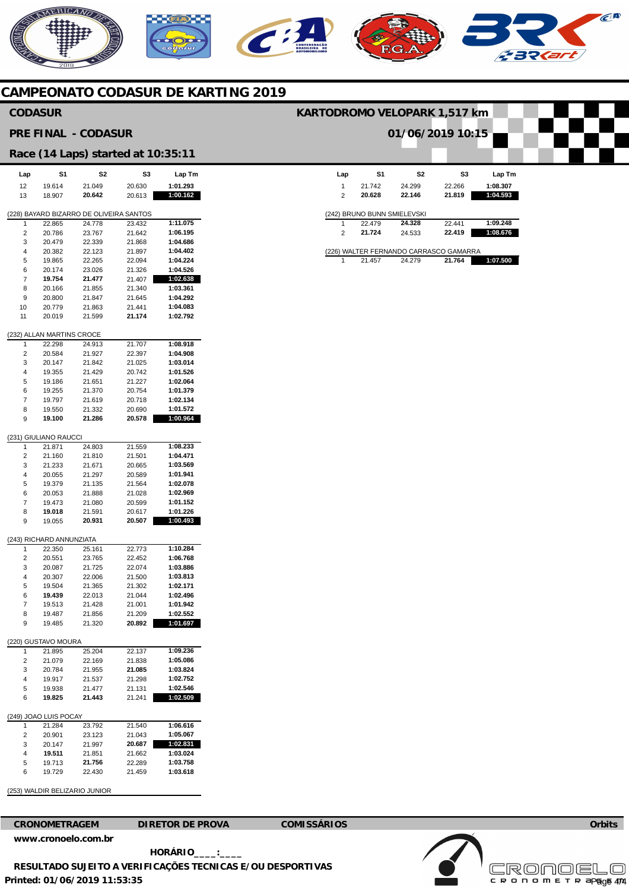# CAMPEONATO CODASUR DE KARTING 2019

## CODASUR

## KARTODROMO VELOPARK 1,517 km

## PRE FINAL - CODASUR

01/06/2019 10:15

## Race (14 Laps) started at 10:35:11

| Lap | S1 | S2 | S3 | Lap Tm |
|---|---|---|---|---|
| 12 | 19.614 | 21.049 | 20.630 | **1:01.293** |
| 13 | 18.907 | **20.642** | 20.613 | **1:00.162** |

(228) BAYARD BIZARRO DE OLIVEIRA SANTOS

| Lap | S1 | S2 | S3 | Lap Tm |
|---|---|---|---|---|
| 1 | 22.865 | 24.778 | 23.432 | **1:11.075** |
| 2 | 20.786 | 23.767 | 21.642 | **1:06.195** |
| 3 | 20.479 | 22.339 | 21.868 | **1:04.686** |
| 4 | 20.382 | 22.123 | 21.897 | **1:04.402** |
| 5 | 19.865 | 22.265 | 22.094 | **1:04.224** |
| 6 | 20.174 | 23.026 | 21.326 | **1:04.526** |
| 7 | **19.754** | **21.477** | 21.407 | **1:02.638** |
| 8 | 20.166 | 21.855 | 21.340 | **1:03.361** |
| 9 | 20.800 | 21.847 | 21.645 | **1:04.292** |
| 10 | 20.779 | 21.863 | 21.441 | **1:04.083** |
| 11 | 20.019 | 21.599 | **21.174** | **1:02.792** |

(232) ALLAN MARTINS CROCE

| Lap | S1 | S2 | S3 | Lap Tm |
|---|---|---|---|---|
| 1 | 22.298 | 24.913 | 21.707 | **1:08.918** |
| 2 | 20.584 | 21.927 | 22.397 | **1:04.908** |
| 3 | 20.147 | 21.842 | 21.025 | **1:03.014** |
| 4 | 19.355 | 21.429 | 20.742 | **1:01.526** |
| 5 | 19.186 | 21.651 | 21.227 | **1:02.064** |
| 6 | 19.255 | 21.370 | 20.754 | **1:01.379** |
| 7 | 19.797 | 21.619 | 20.718 | **1:02.134** |
| 8 | 19.550 | 21.332 | 20.690 | **1:01.572** |
| 9 | **19.100** | **21.286** | **20.578** | **1:00.964** |

(231) GIULIANO RAUCCI

| Lap | S1 | S2 | S3 | Lap Tm |
|---|---|---|---|---|
| 1 | 21.871 | 24.803 | 21.559 | **1:08.233** |
| 2 | 21.160 | 21.810 | 21.501 | **1:04.471** |
| 3 | 21.233 | 21.671 | 20.665 | **1:03.569** |
| 4 | 20.055 | 21.297 | 20.589 | **1:01.941** |
| 5 | 19.379 | 21.135 | 21.564 | **1:02.078** |
| 6 | 20.053 | 21.888 | 21.028 | **1:02.969** |
| 7 | 19.473 | 21.080 | 20.599 | **1:01.152** |
| 8 | **19.018** | 21.591 | 20.617 | **1:01.226** |
| 9 | 19.055 | **20.931** | **20.507** | **1:00.493** |

(243) RICHARD ANNUNZIATA

| Lap | S1 | S2 | S3 | Lap Tm |
|---|---|---|---|---|
| 1 | 22.350 | 25.161 | 22.773 | **1:10.284** |
| 2 | 20.551 | 23.765 | 22.452 | **1:06.768** |
| 3 | 20.087 | 21.725 | 22.074 | **1:03.886** |
| 4 | 20.307 | 22.006 | 21.500 | **1:03.813** |
| 5 | 19.504 | 21.365 | 21.302 | **1:02.171** |
| 6 | **19.439** | 22.013 | 21.044 | **1:02.496** |
| 7 | 19.513 | 21.428 | 21.001 | **1:01.942** |
| 8 | 19.487 | 21.856 | 21.209 | **1:02.552** |
| 9 | 19.485 | 21.320 | **20.892** | **1:01.697** |

(220) GUSTAVO MOURA

| Lap | S1 | S2 | S3 | Lap Tm |
|---|---|---|---|---|
| 1 | 21.895 | 25.204 | 22.137 | **1:09.236** |
| 2 | 21.079 | 22.169 | 21.838 | **1:05.086** |
| 3 | 20.784 | 21.955 | **21.085** | **1:03.824** |
| 4 | 19.917 | 21.537 | 21.298 | **1:02.752** |
| 5 | 19.938 | 21.477 | 21.131 | **1:02.546** |
| 6 | **19.825** | **21.443** | 21.241 | **1:02.509** |

(249) JOAO LUIS POCAY

| Lap | S1 | S2 | S3 | Lap Tm |
|---|---|---|---|---|
| 1 | 21.284 | 23.792 | 21.540 | **1:06.616** |
| 2 | 20.901 | 23.123 | 21.043 | **1:05.067** |
| 3 | 20.147 | 21.997 | **20.687** | **1:02.831** |
| 4 | **19.511** | 21.851 | 21.662 | **1:03.024** |
| 5 | 19.713 | **21.756** | 22.289 | **1:03.758** |
| 6 | 19.729 | 22.430 | 21.459 | **1:03.618** |

(253) WALDIR BELIZARIO JUNIOR

| Lap | S1 | S2 | S3 | Lap Tm |
|---|---|---|---|---|
| 1 | 21.742 | 24.299 | 22.266 | **1:08.307** |
| 2 | **20.628** | **22.146** | **21.819** | **1:04.593** |

(242) BRUNO BUNN SMIELEVSKI

| Lap | S1 | S2 | S3 | Lap Tm |
|---|---|---|---|---|
| 1 | 22.479 | **24.328** | 22.441 | **1:09.248** |
| 2 | **21.724** | 24.533 | **22.419** | **1:08.676** |

(226) WALTER FERNANDO CARRASCO GAMARRA

| Lap | S1 | S2 | S3 | Lap Tm |
|---|---|---|---|---|
| 1 | 21.457 | 24.279 | **21.764** | **1:07.500** |

**CRONOMETRAGEM** | **DIRETOR DE PROVA** | **COMISSÁRIOS** | **Orbits**

**www.cronoelo.com.br**

**HORÁRIO\_\_\_\_:\_\_\_\_**

**RESULTADO SUJEITO A VERIFICAÇÕES TECNICAS E/OU DESPORTIVAS**

**Printed: 01/06/2019 11:53:35**

CRONOELO CRONOMETRAGEM